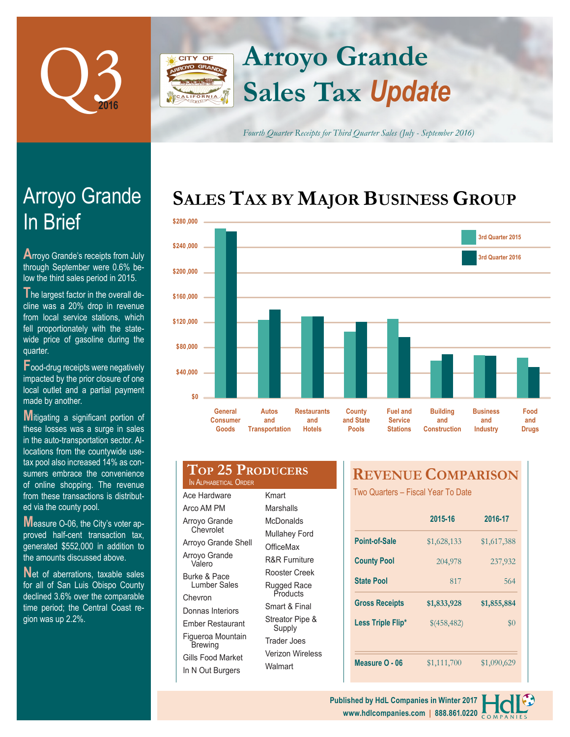# Q3 2016

# Arroyo Grande Sales Tax *Update*

*Fourth Quarter Receipts for Third Quarter Sales (July - September 2016)*

## Arroyo Grande In Brief

Arroyo Grande's receipts from July through September were 0.6% below the third sales period in 2015.

The largest factor in the overall decline was a 20% drop in revenue from local service stations, which fell proportionately with the statewide price of gasoline during the quarter.

Food-drug receipts were negatively impacted by the prior closure of one local outlet and a partial payment made by another.

Mitigating a significant portion of these losses was a surge in sales in the auto-transportation sector. Allocations from the countywide use-tax pool also increased 14% as consumers embrace the convenience of online shopping. The revenue from these transactions is distributed via the county pool.

Measure O-06, the City's voter approved half-cent transaction tax, generated $552,000 in addition to the amounts discussed above.

Net of aberrations, taxable sales for all of San Luis Obispo County declined 3.6% over the comparable time period; the Central Coast region was up 2.2%.

## Sales Tax by Major Business Group

Legend: 3rd Quarter 2015, 3rd Quarter 2016

Categories: General Consumer Goods; Autos and Transportation; Restaurants and Hotels; County and State Pools; Fuel and Service Stations; Building and Construction; Business and Industry; Food and Drugs

Axis: $0 – $280,000

## Top 25 Producers

In Alphabetical Order

- Ace Hardware
- Arco AM PM
- Arroyo Grande Chevrolet
- Arroyo Grande Shell
- Arroyo Grande Valero
- Burke & Pace Lumber Sales
- Chevron
- Donnas Interiors
- Ember Restaurant
- Figueroa Mountain Brewing
- Gills Food Market
- In N Out Burgers
- Kmart
- Marshalls
- McDonalds
- Mullahey Ford
- OfficeMax
- R&R Furniture
- Rooster Creek
- Rugged Race Products
- Smart & Final
- Streator Pipe & Supply
- Trader Joes
- Verizon Wireless
- Walmart

## Revenue Comparison

Two Quarters – Fiscal Year To Date

| | 2015-16 | 2016-17 |
|---|---|---|
| **Point-of-Sale** | $1,628,133 | $1,617,388 |
| **County Pool** | 204,978 | 237,932 |
| **State Pool** | 817 | 564 |
| **Gross Receipts** | **$1,833,928** | **$1,855,884** |
| **Less Triple Flip*** | $(458,482) | $0 |
| **Measure O - 06** | $1,111,700 | $1,090,629 |

Published by HdL Companies in Winter 2017
www.hdlcompanies.com | 888.861.0220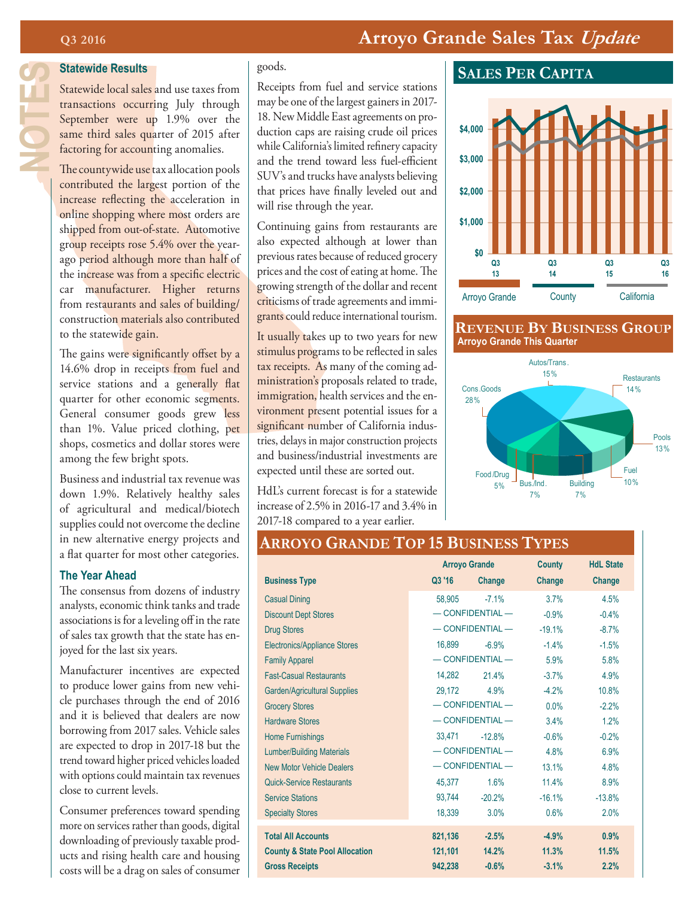## Statewide Results

Statewide local sales and use taxes from transactions occurring July through September were up 1.9% over the same third sales quarter of 2015 after factoring for accounting anomalies.

The countywide use tax allocation pools contributed the largest portion of the increase reflecting the acceleration in online shopping where most orders are shipped from out-of-state. Automotive group receipts rose 5.4% over the year-ago period although more than half of the increase was from a specific electric car manufacturer. Higher returns from restaurants and sales of building/construction materials also contributed to the statewide gain.

The gains were significantly offset by a 14.6% drop in receipts from fuel and service stations and a generally flat quarter for other economic segments. General consumer goods grew less than 1%. Value priced clothing, pet shops, cosmetics and dollar stores were among the few bright spots.

Business and industrial tax revenue was down 1.9%. Relatively healthy sales of agricultural and medical/biotech supplies could not overcome the decline in new alternative energy projects and a flat quarter for most other categories.

## The Year Ahead

The consensus from dozens of industry analysts, economic think tanks and trade associations is for a leveling off in the rate of sales tax growth that the state has enjoyed for the last six years.

Manufacturer incentives are expected to produce lower gains from new vehicle purchases through the end of 2016 and it is believed that dealers are now borrowing from 2017 sales. Vehicle sales are expected to drop in 2017-18 but the trend toward higher priced vehicles loaded with options could maintain tax revenues close to current levels.

Consumer preferences toward spending more on services rather than goods, digital downloading of previously taxable products and rising health care and housing costs will be a drag on sales of consumer goods.

Receipts from fuel and service stations may be one of the largest gainers in 2017-18. New Middle East agreements on production caps are raising crude oil prices while California's limited refinery capacity and the trend toward less fuel-efficient SUV's and trucks have analysts believing that prices have finally leveled out and will rise through the year.

Continuing gains from restaurants are also expected although at lower than previous rates because of reduced grocery prices and the cost of eating at home. The growing strength of the dollar and recent criticisms of trade agreements and immigrants could reduce international tourism.

It usually takes up to two years for new stimulus programs to be reflected in sales tax receipts. As many of the coming administration's proposals related to trade, immigration, health services and the environment present potential issues for a significant number of California industries, delays in major construction projects and business/industrial investments are expected until these are sorted out.

HdL's current forecast is for a statewide increase of 2.5% in 2016-17 and 3.4% in 2017-18 compared to a year earlier.

## Sales Per Capita

$4,000
$3,000
$2,000
$1,000
$0
Q3 13
Q3 14
Q3 15
Q3 16
Arroyo Grande
County
California

## Revenue By Business Group

Arroyo Grande This Quarter

Autos/Trans. 15%
Restaurants 14%
Pools 13%
Fuel 10%
Building 7%
Bus./Ind. 7%
Food/Drug 5%
Cons.Goods 28%

## Arroyo Grande Top 15 Business Types

| Business Type | Arroyo Grande Q3 '16 | Arroyo Grande Change | County Change | HdL State Change |
|---|---|---|---|---|
| Casual Dining | 58,905 | -7.1% | 3.7% | 4.5% |
| Discount Dept Stores | — CONFIDENTIAL — | | -0.9% | -0.4% |
| Drug Stores | — CONFIDENTIAL — | | -19.1% | -8.7% |
| Electronics/Appliance Stores | 16,899 | -6.9% | -1.4% | -1.5% |
| Family Apparel | — CONFIDENTIAL — | | 5.9% | 5.8% |
| Fast-Casual Restaurants | 14,282 | 21.4% | -3.7% | 4.9% |
| Garden/Agricultural Supplies | 29,172 | 4.9% | -4.2% | 10.8% |
| Grocery Stores | — CONFIDENTIAL — | | 0.0% | -2.2% |
| Hardware Stores | — CONFIDENTIAL — | | 3.4% | 1.2% |
| Home Furnishings | 33,471 | -12.8% | -0.6% | -0.2% |
| Lumber/Building Materials | — CONFIDENTIAL — | | 4.8% | 6.9% |
| New Motor Vehicle Dealers | — CONFIDENTIAL — | | 13.1% | 4.8% |
| Quick-Service Restaurants | 45,377 | 1.6% | 11.4% | 8.9% |
| Service Stations | 93,744 | -20.2% | -16.1% | -13.8% |
| Specialty Stores | 18,339 | 3.0% | 0.6% | 2.0% |
| **Total All Accounts** | **821,136** | **-2.5%** | **-4.9%** | **0.9%** |
| **County & State Pool Allocation** | **121,101** | **14.2%** | **11.3%** | **11.5%** |
| **Gross Receipts** | **942,238** | **-0.6%** | **-3.1%** | **2.2%** |